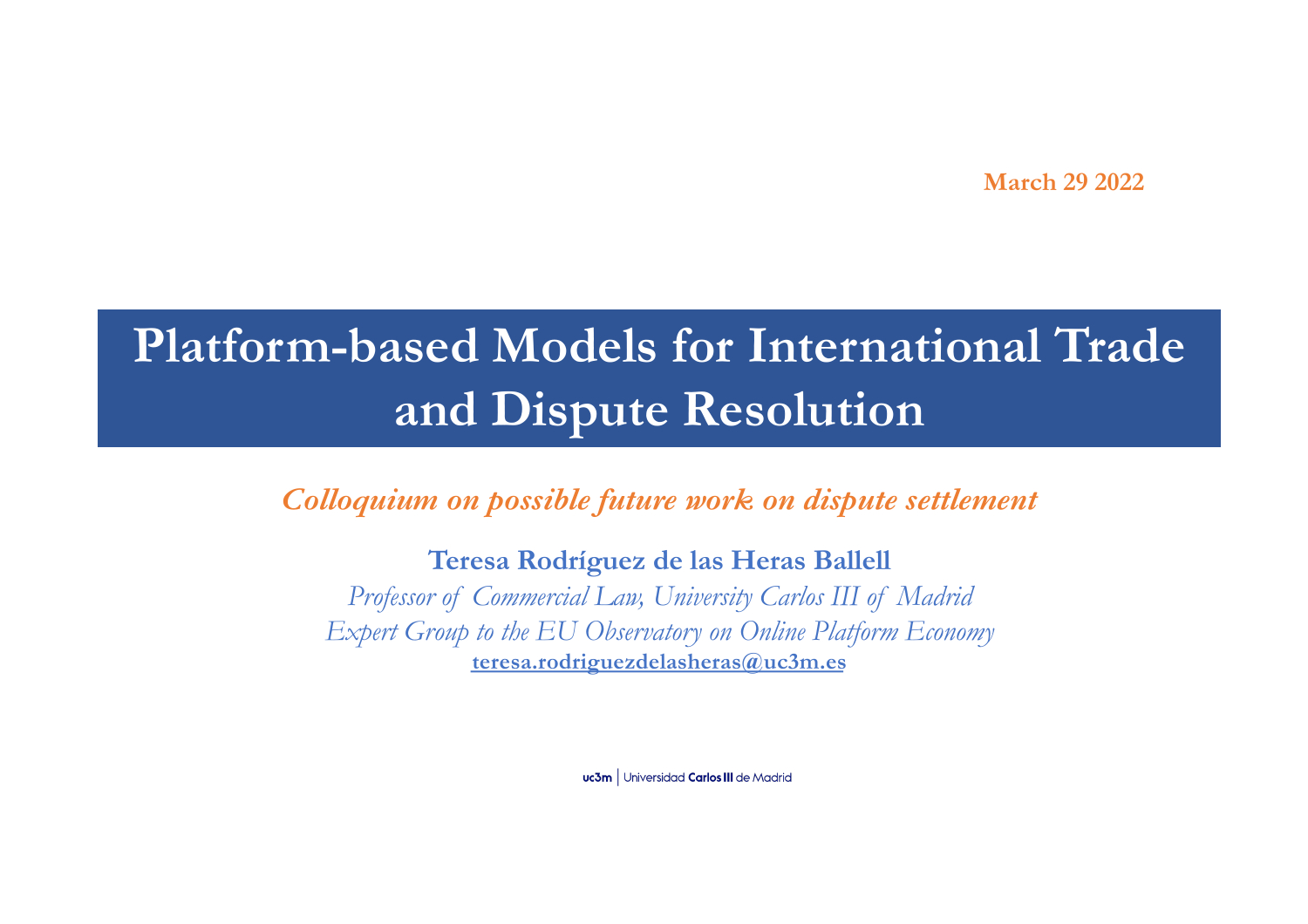March 29 2022

# Platform-based Models for International Trade and Dispute Resolution

***Colloquium on possible future work on dispute settlement***

**Teresa Rodríguez de las Heras Ballell**

*Professor of Commercial Law, University Carlos III of Madrid*

*Expert Group to the EU Observatory on Online Platform Economy*

**teresa.rodriguezdelasheras@uc3m.es**

uc3m | Universidad Carlos III de Madrid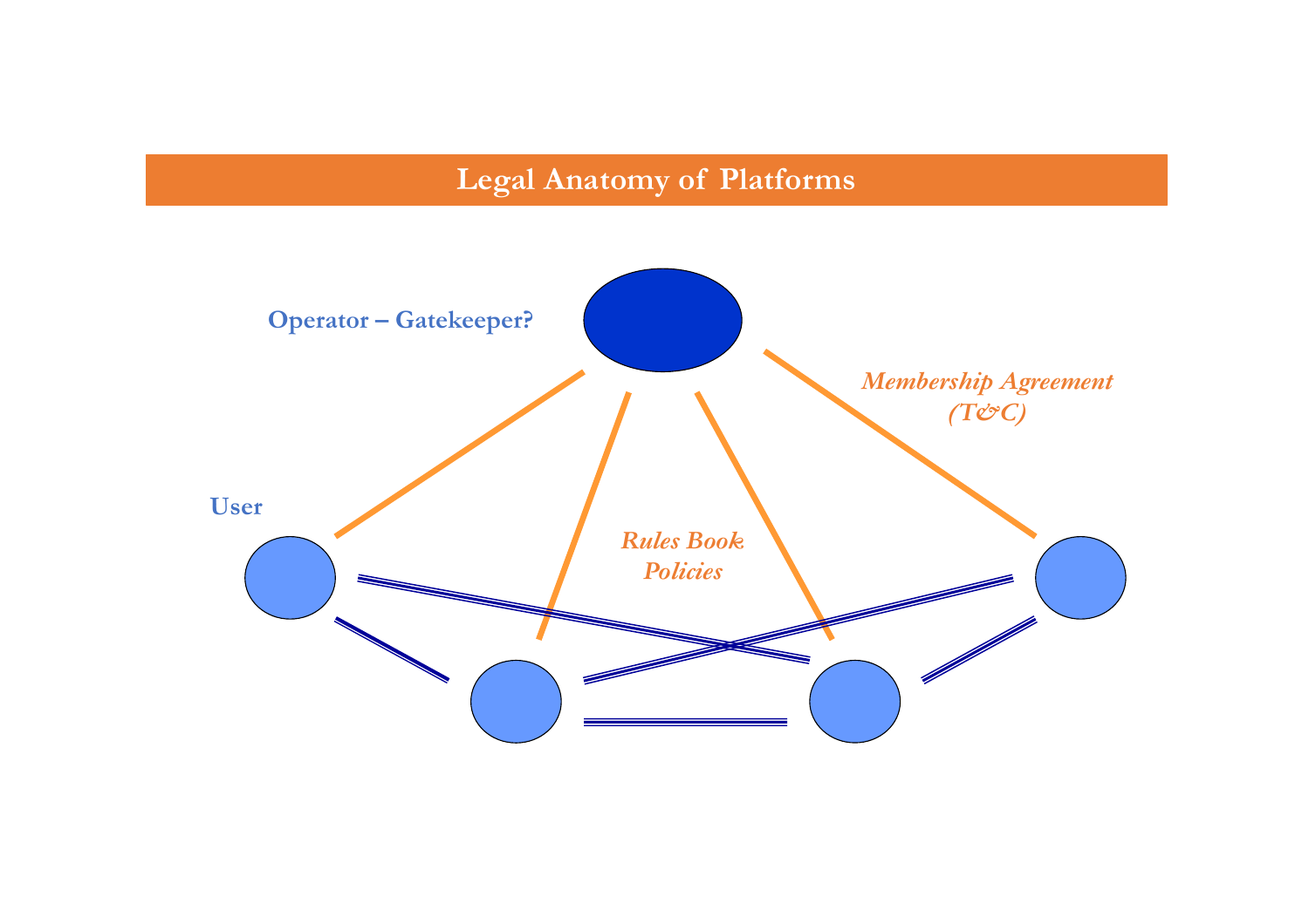# Legal Anatomy of Platforms

Operator – Gatekeeper?

*Membership Agreement (T&C)*

User

*Rules Book Policies*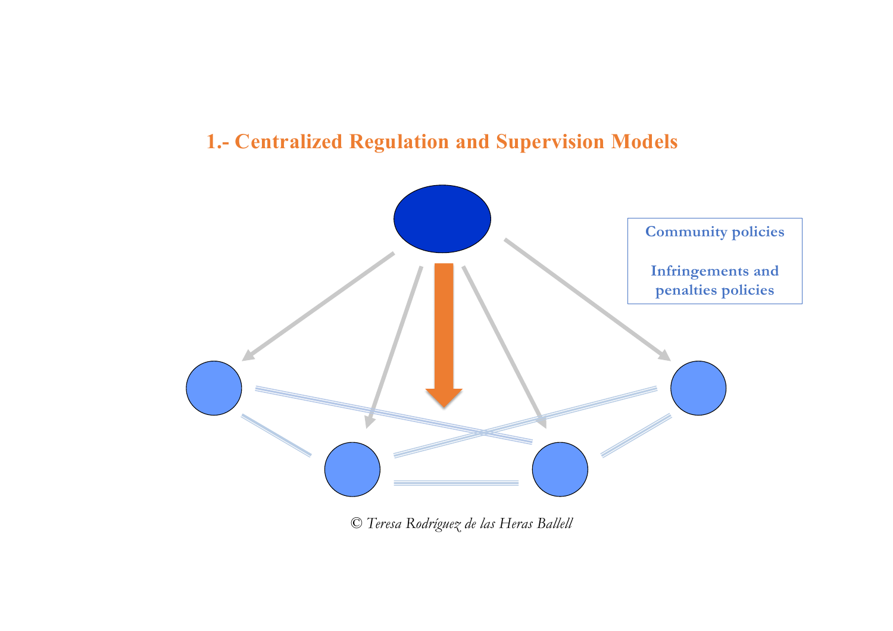## 1.- Centralized Regulation and Supervision Models

**Community policies**

**Infringements and penalties policies**

*© Teresa Rodríguez de las Heras Ballell*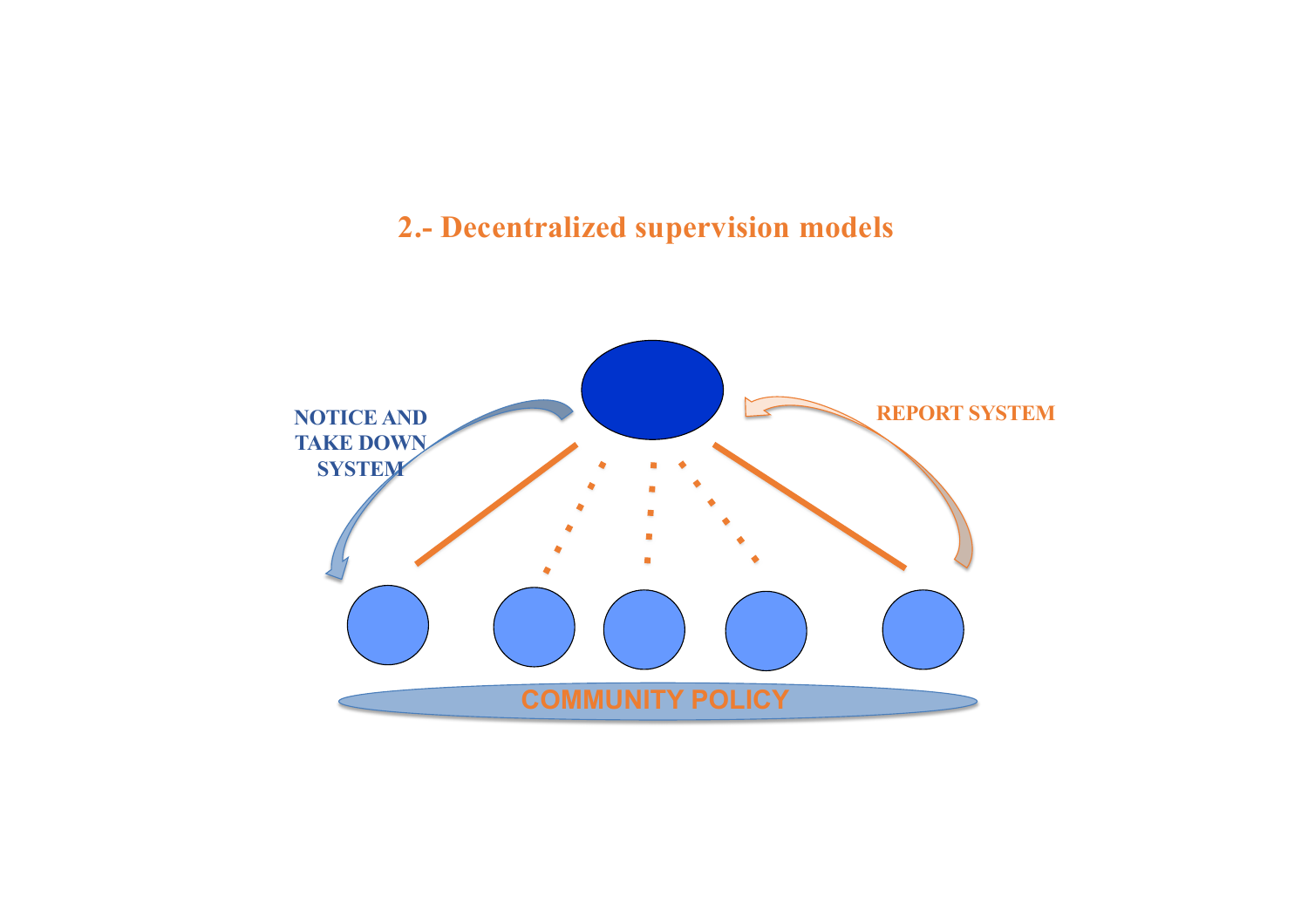## 2.- Decentralized supervision models

NOTICE AND TAKE DOWN SYSTEM

REPORT SYSTEM

COMMUNITY POLICY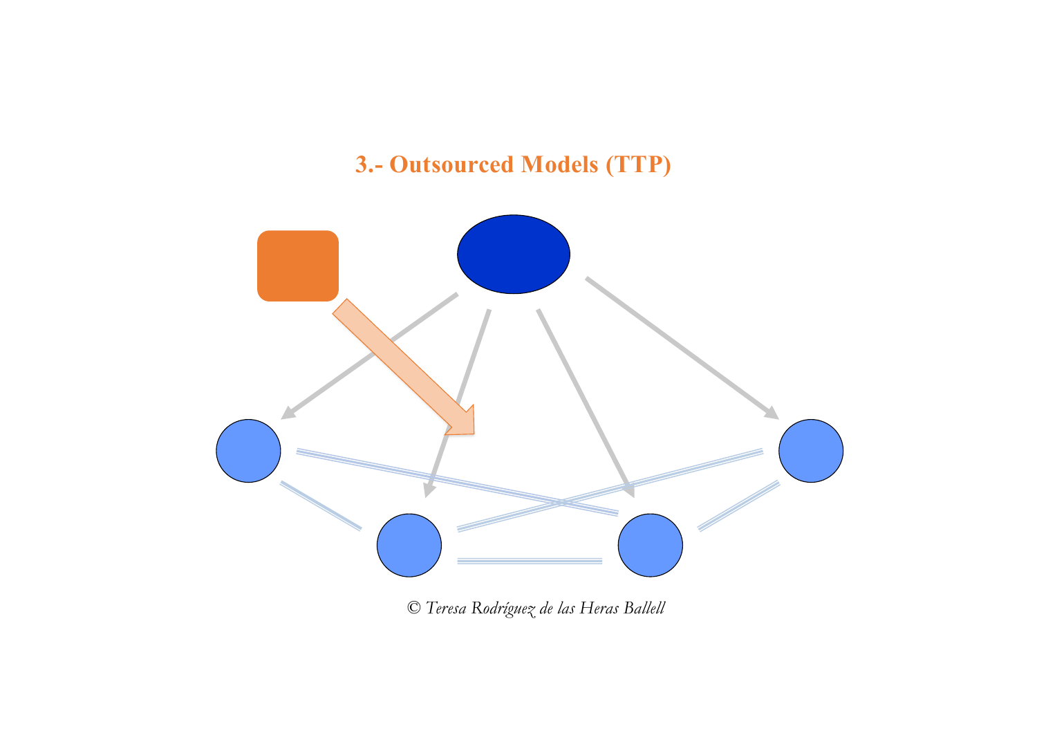## 3.- Outsourced Models (TTP)

© *Teresa Rodríguez de las Heras Ballell*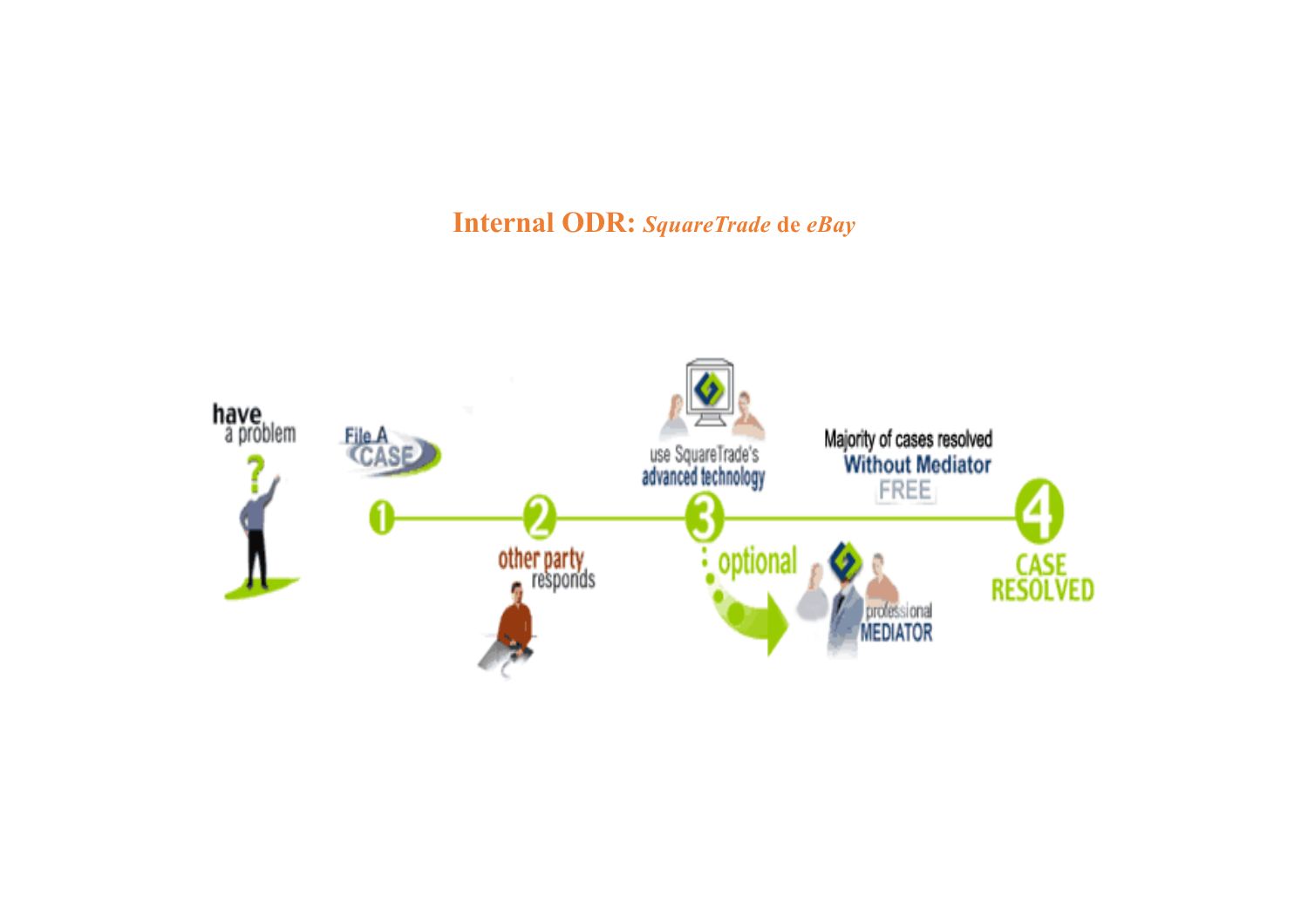## Internal ODR: *SquareTrade* de *eBay*

have a problem

File A CASE

1

2 other party responds

use SquareTrade's advanced technology

3

optional

professional MEDIATOR

Majority of cases resolved Without Mediator FREE

4 CASE RESOLVED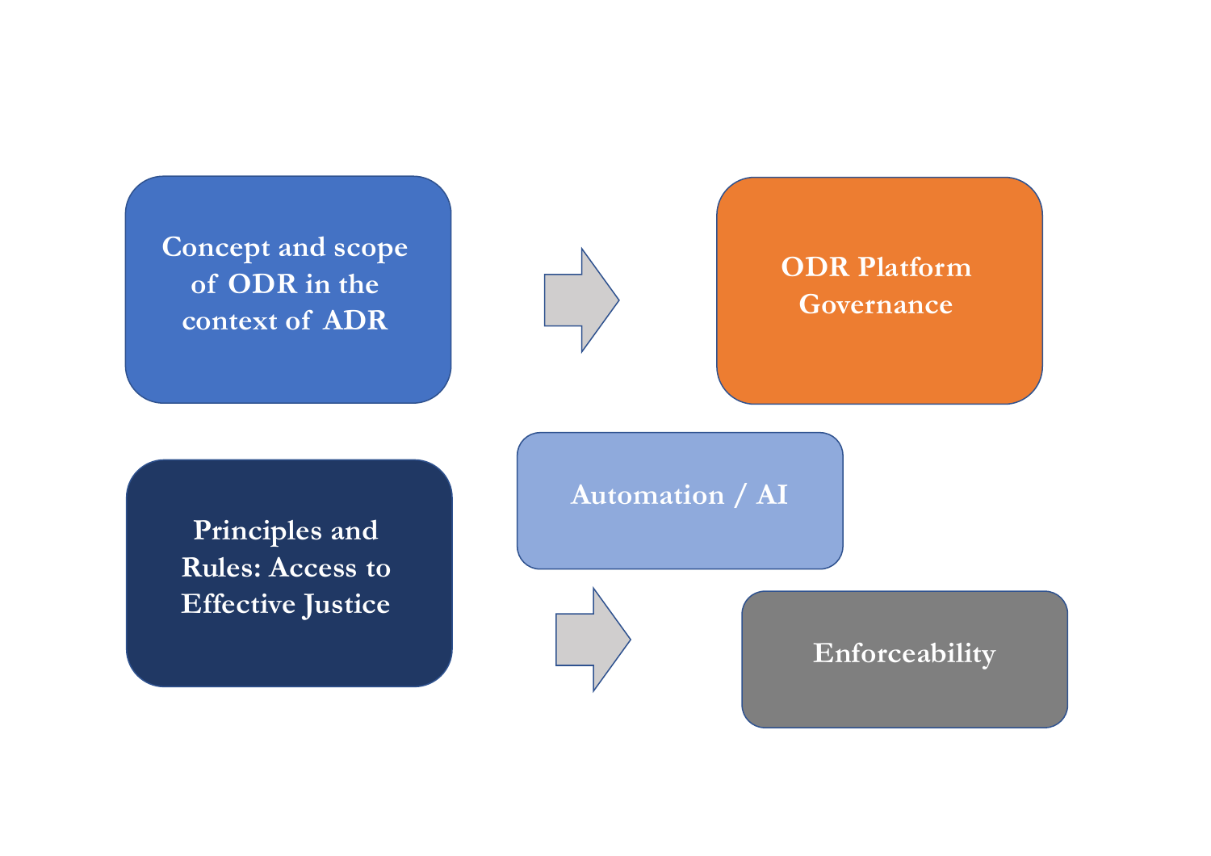Concept and scope of ODR in the context of ADR

ODR Platform Governance

Principles and Rules: Access to Effective Justice

Automation / AI

Enforceability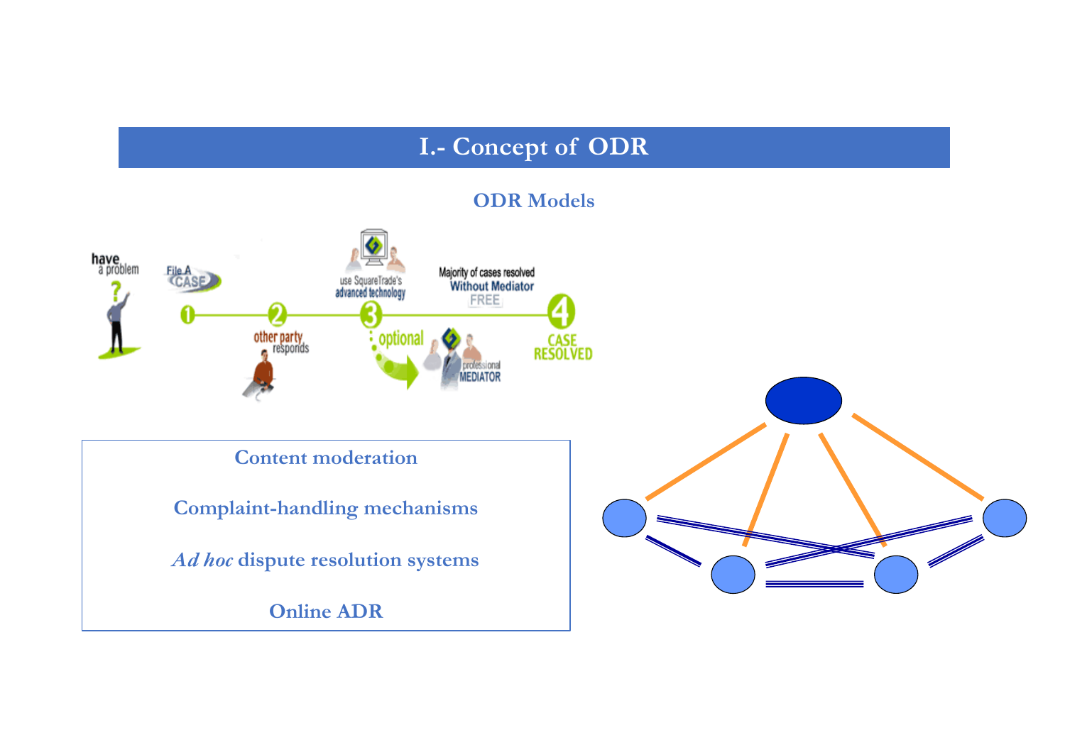# I.- Concept of ODR

## ODR Models

have a problem

File A CASE

1 — 2 other party responds — 3 use SquareTrade's advanced technology — Majority of cases resolved Without Mediator FREE — 4 CASE RESOLVED

optional — professional MEDIATOR

**Content moderation**

**Complaint-handling mechanisms**

***Ad hoc* dispute resolution systems**

**Online ADR**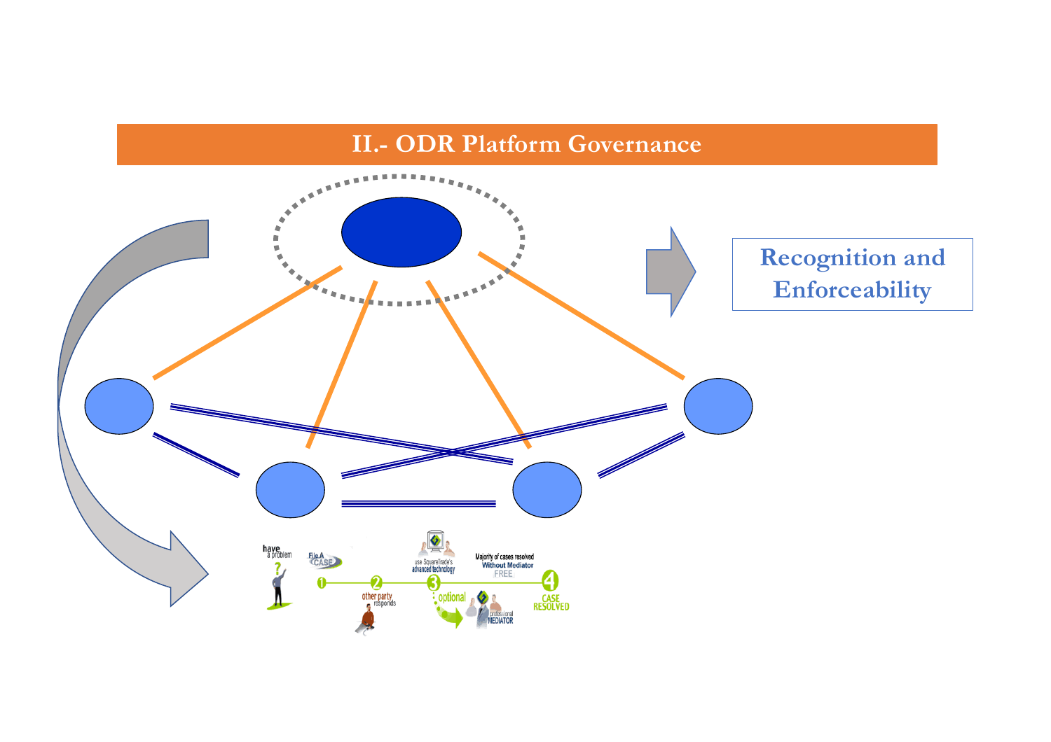# II.- ODR Platform Governance

Recognition and Enforceability

have a problem

File A CASE

1 2 3 4

other party responds

use SquareTrade's advanced technology

optional

professional MEDIATOR

Majority of cases resolved Without Mediator FREE

CASE RESOLVED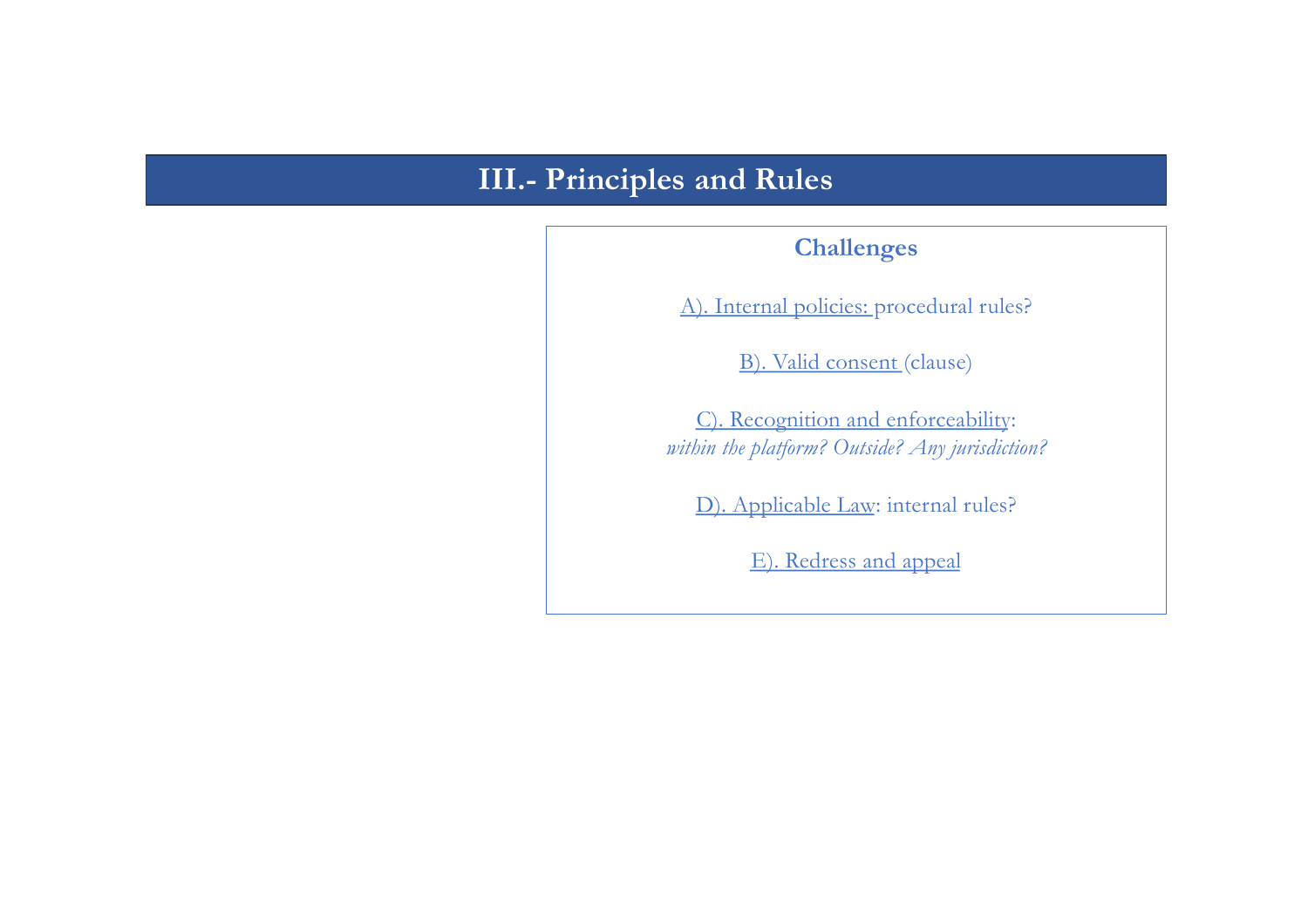# III.- Principles and Rules

## Challenges

A). Internal policies: procedural rules?

B). Valid consent (clause)

C). Recognition and enforceability:
*within the platform? Outside? Any jurisdiction?*

D). Applicable Law: internal rules?

E). Redress and appeal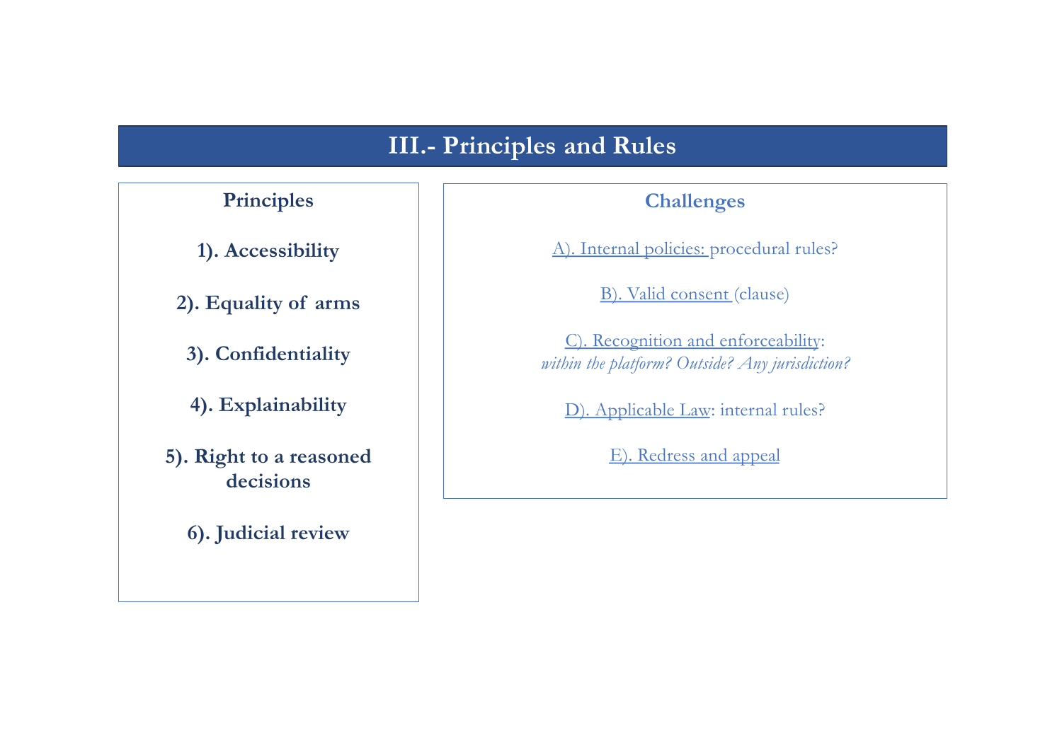# III.- Principles and Rules

## Principles

**1). Accessibility**

**2). Equality of arms**

**3). Confidentiality**

**4). Explainability**

**5). Right to a reasoned decisions**

**6). Judicial review**

## Challenges

A). Internal policies: procedural rules?

B). Valid consent (clause)

C). Recognition and enforceability: *within the platform? Outside? Any jurisdiction?*

D). Applicable Law: internal rules?

E). Redress and appeal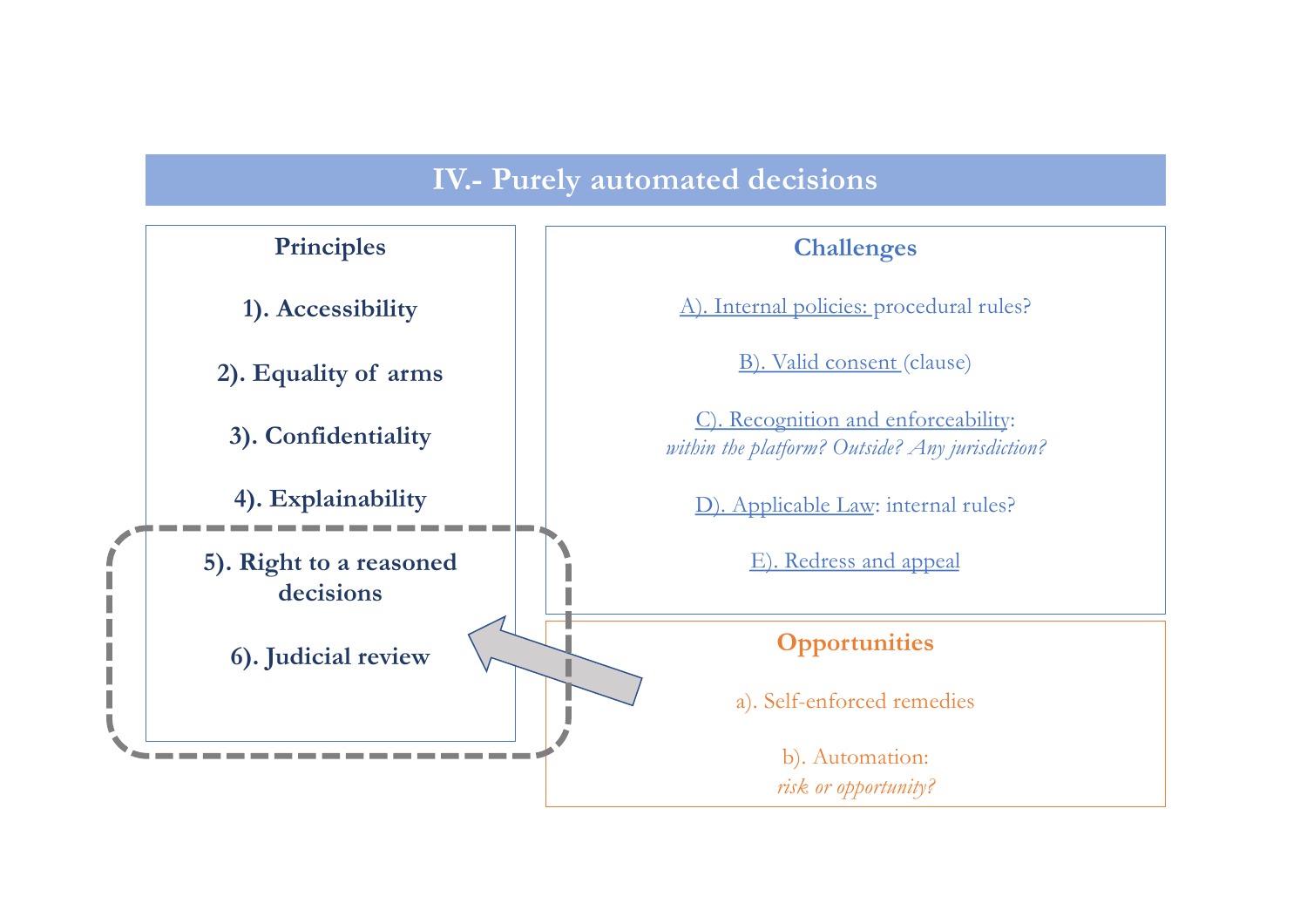# IV.- Purely automated decisions

## Principles

**1). Accessibility**

**2). Equality of arms**

**3). Confidentiality**

**4). Explainability**

**5). Right to a reasoned decisions**

**6). Judicial review**

## Challenges

A). Internal policies: procedural rules?

B). Valid consent (clause)

C). Recognition and enforceability: *within the platform? Outside? Any jurisdiction?*

D). Applicable Law: internal rules?

E). Redress and appeal

## Opportunities

a). Self-enforced remedies

b). Automation: *risk or opportunity?*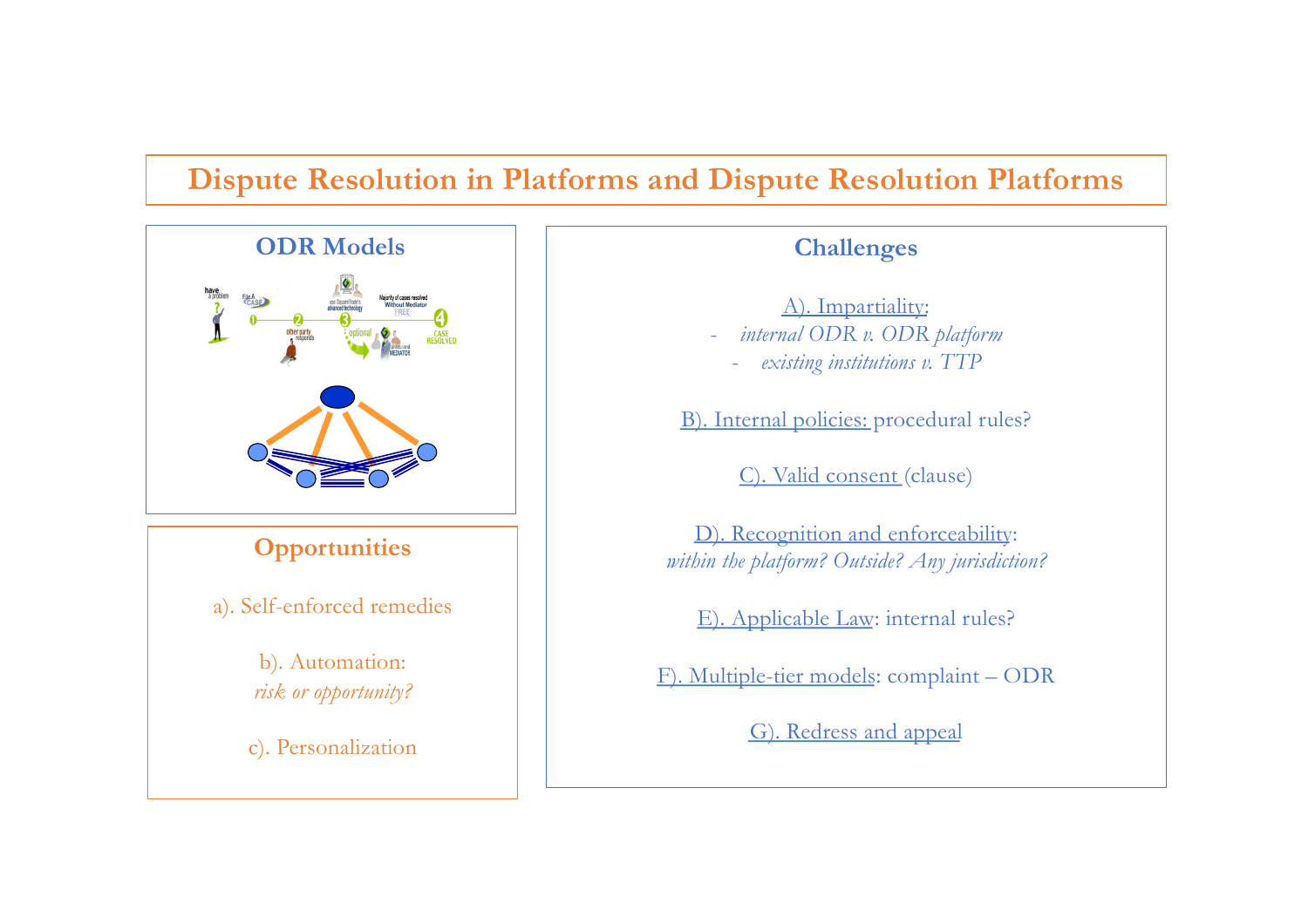# Dispute Resolution in Platforms and Dispute Resolution Platforms

## ODR Models

## Opportunities

a). Self-enforced remedies

b). Automation:
*risk or opportunity?*

c). Personalization

## Challenges

A). Impartiality:

- *internal ODR v. ODR platform*
- *existing institutions v. TTP*

B). Internal policies: procedural rules?

C). Valid consent (clause)

D). Recognition and enforceability:
*within the platform? Outside? Any jurisdiction?*

E). Applicable Law: internal rules?

F). Multiple-tier models: complaint – ODR

G). Redress and appeal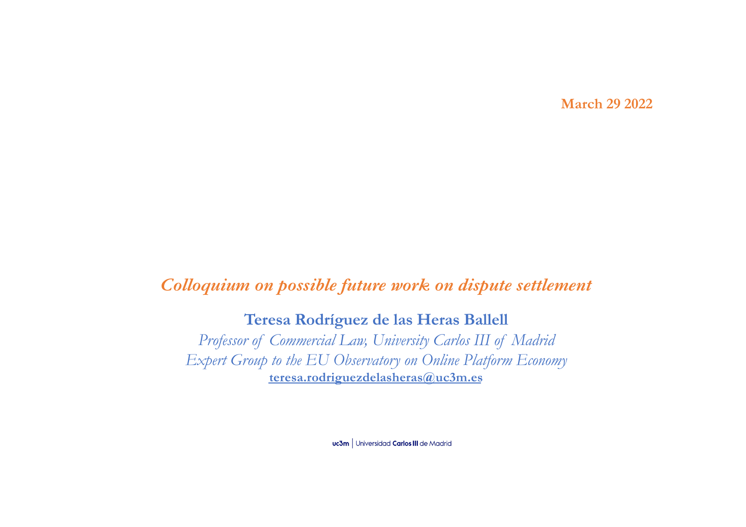**March 29 2022**

***Colloquium on possible future work on dispute settlement***

**Teresa Rodríguez de las Heras Ballell**

*Professor of Commercial Law, University Carlos III of Madrid*

*Expert Group to the EU Observatory on Online Platform Economy*

**teresa.rodriguezdelasheras@uc3m.es**

uc3m | Universidad Carlos III de Madrid